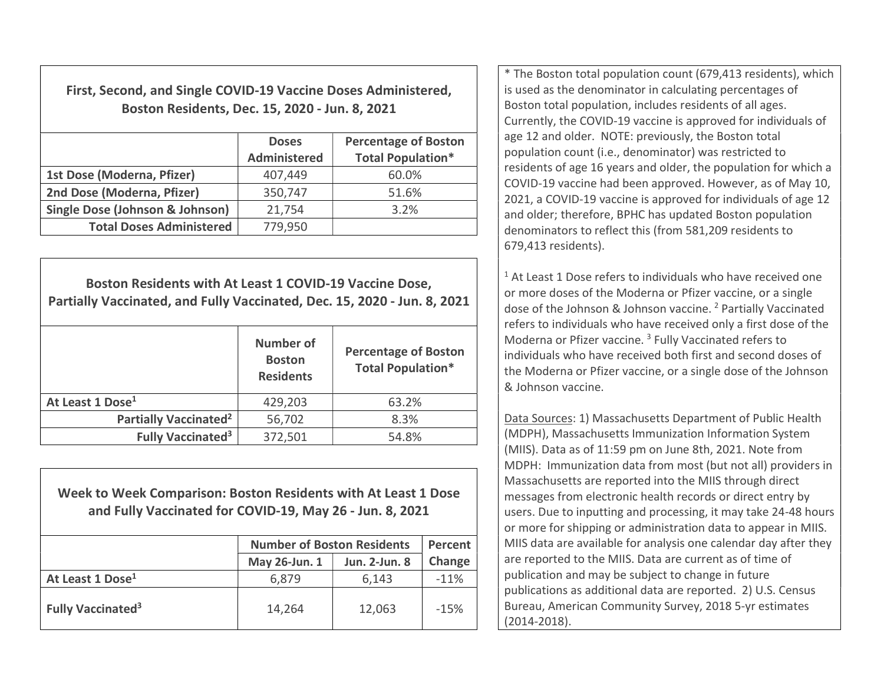### First, Second, and Single COVID-19 Vaccine Doses Administered, Boston Residents, Dec. 15, 2020 - Jun. 8, 2021

| | Doses Administered | Percentage of Boston Total Population* |
|---|---|---|
| 1st Dose (Moderna, Pfizer) | 407,449 | 60.0% |
| 2nd Dose (Moderna, Pfizer) | 350,747 | 51.6% |
| Single Dose (Johnson & Johnson) | 21,754 | 3.2% |
| **Total Doses Administered** | 779,950 | |

### Boston Residents with At Least 1 COVID-19 Vaccine Dose, Partially Vaccinated, and Fully Vaccinated, Dec. 15, 2020 - Jun. 8, 2021

| | Number of Boston Residents | Percentage of Boston Total Population* |
|---|---|---|
| At Least 1 Dose[1] | 429,203 | 63.2% |
| Partially Vaccinated[2] | 56,702 | 8.3% |
| Fully Vaccinated[3] | 372,501 | 54.8% |

### Week to Week Comparison: Boston Residents with At Least 1 Dose and Fully Vaccinated for COVID-19, May 26 - Jun. 8, 2021

| | Number of Boston Residents | | Percent Change |
|---|---|---|---|
| | May 26-Jun. 1 | Jun. 2-Jun. 8 | |
| At Least 1 Dose[1] | 6,879 | 6,143 | -11% |
| Fully Vaccinated[3] | 14,264 | 12,063 | -15% |

* The Boston total population count (679,413 residents), which is used as the denominator in calculating percentages of Boston total population, includes residents of all ages. Currently, the COVID-19 vaccine is approved for individuals of age 12 and older. NOTE: previously, the Boston total population count (i.e., denominator) was restricted to residents of age 16 years and older, the population for which a COVID-19 vaccine had been approved. However, as of May 10, 2021, a COVID-19 vaccine is approved for individuals of age 12 and older; therefore, BPHC has updated Boston population denominators to reflect this (from 581,209 residents to 679,413 residents).

[1] At Least 1 Dose refers to individuals who have received one or more doses of the Moderna or Pfizer vaccine, or a single dose of the Johnson & Johnson vaccine. [2] Partially Vaccinated refers to individuals who have received only a first dose of the Moderna or Pfizer vaccine. [3] Fully Vaccinated refers to individuals who have received both first and second doses of the Moderna or Pfizer vaccine, or a single dose of the Johnson & Johnson vaccine.

Data Sources: 1) Massachusetts Department of Public Health (MDPH), Massachusetts Immunization Information System (MIIS). Data as of 11:59 pm on June 8th, 2021. Note from MDPH: Immunization data from most (but not all) providers in Massachusetts are reported into the MIIS through direct messages from electronic health records or direct entry by users. Due to inputting and processing, it may take 24-48 hours or more for shipping or administration data to appear in MIIS. MIIS data are available for analysis one calendar day after they are reported to the MIIS. Data are current as of time of publication and may be subject to change in future publications as additional data are reported. 2) U.S. Census Bureau, American Community Survey, 2018 5-yr estimates (2014-2018).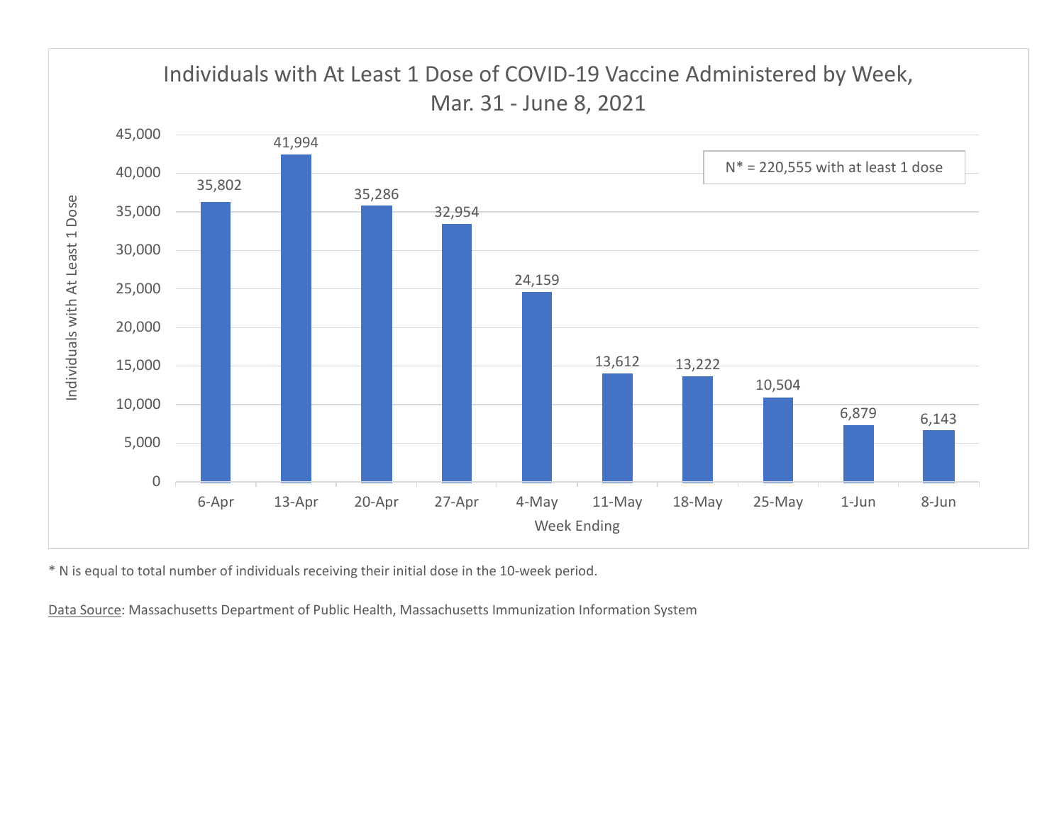## Individuals with At Least 1 Dose of COVID-19 Vaccine Administered by Week, Mar. 31 - June 8, 2021

N* = 220,555 with at least 1 dose

| Week Ending | Individuals with At Least 1 Dose |
| --- | --- |
| 6-Apr | 35,802 |
| 13-Apr | 41,994 |
| 20-Apr | 35,286 |
| 27-Apr | 32,954 |
| 4-May | 24,159 |
| 11-May | 13,612 |
| 18-May | 13,222 |
| 25-May | 10,504 |
| 1-Jun | 6,879 |
| 8-Jun | 6,143 |

* N is equal to total number of individuals receiving their initial dose in the 10-week period.

Data Source: Massachusetts Department of Public Health, Massachusetts Immunization Information System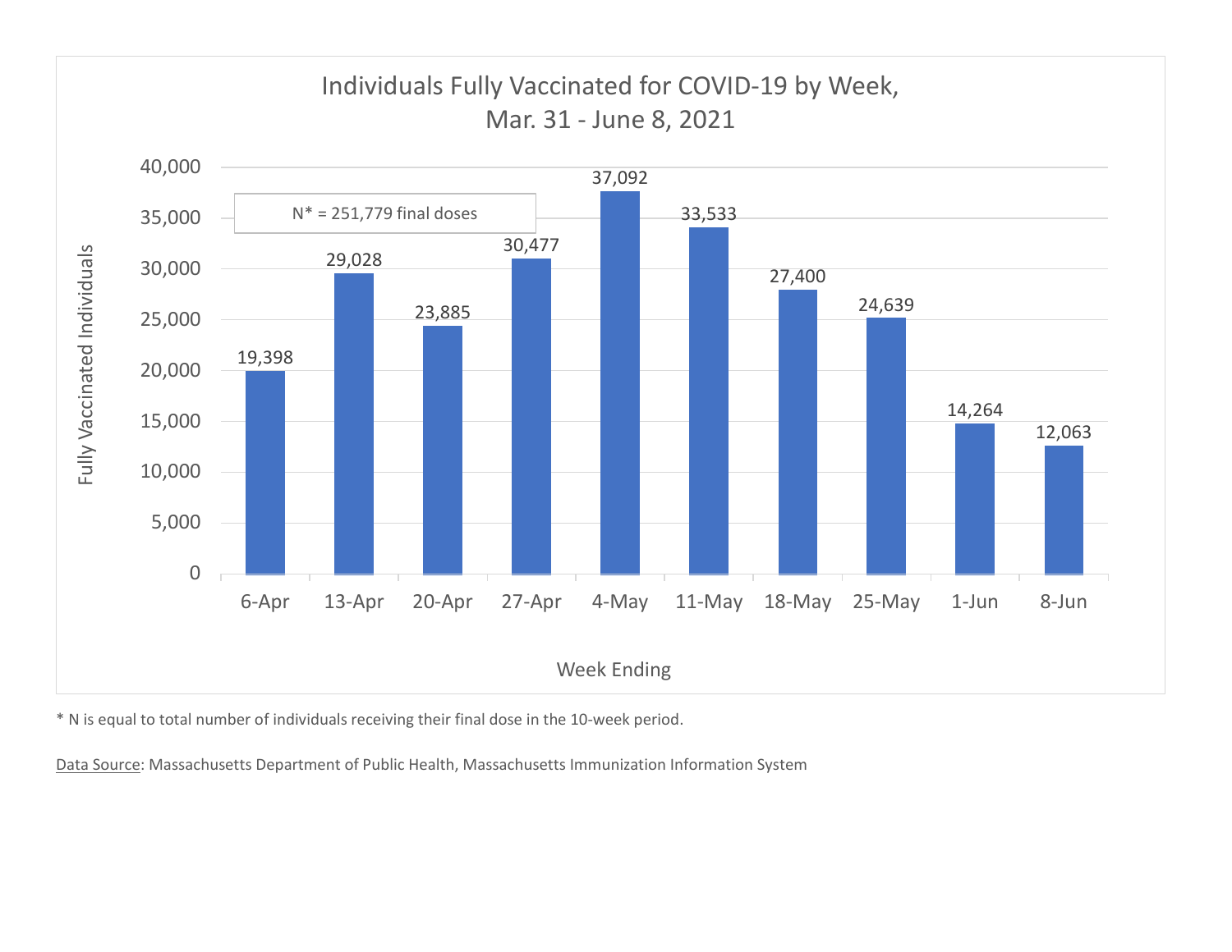## Individuals Fully Vaccinated for COVID-19 by Week, Mar. 31 - June 8, 2021

N* = 251,779 final doses

| Week Ending | Fully Vaccinated Individuals |
|---|---|
| 6-Apr | 19,398 |
| 13-Apr | 29,028 |
| 20-Apr | 23,885 |
| 27-Apr | 30,477 |
| 4-May | 37,092 |
| 11-May | 33,533 |
| 18-May | 27,400 |
| 25-May | 24,639 |
| 1-Jun | 14,264 |
| 8-Jun | 12,063 |

* N is equal to total number of individuals receiving their final dose in the 10-week period.

Data Source: Massachusetts Department of Public Health, Massachusetts Immunization Information System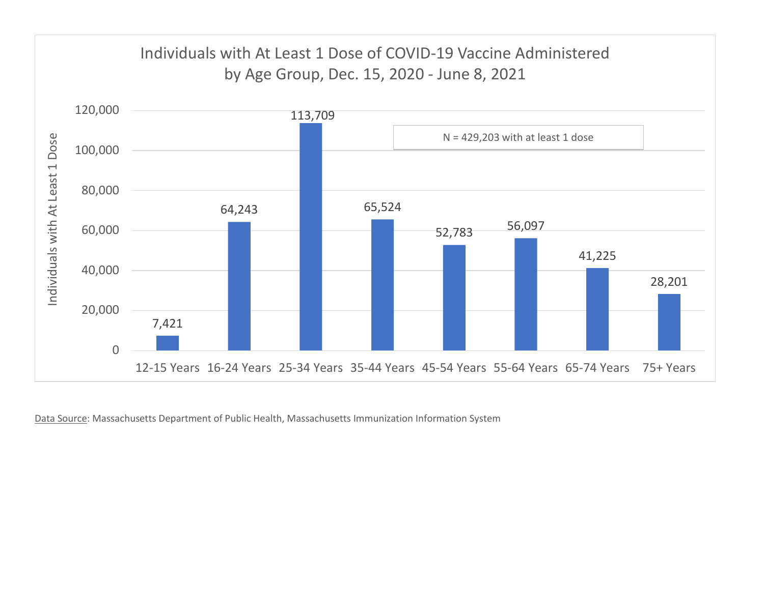## Individuals with At Least 1 Dose of COVID-19 Vaccine Administered by Age Group, Dec. 15, 2020 - June 8, 2021

N = 429,203 with at least 1 dose

| Age Group | Individuals with At Least 1 Dose |
|---|---|
| 12-15 Years | 7,421 |
| 16-24 Years | 64,243 |
| 25-34 Years | 113,709 |
| 35-44 Years | 65,524 |
| 45-54 Years | 52,783 |
| 55-64 Years | 56,097 |
| 65-74 Years | 41,225 |
| 75+ Years | 28,201 |

Data Source: Massachusetts Department of Public Health, Massachusetts Immunization Information System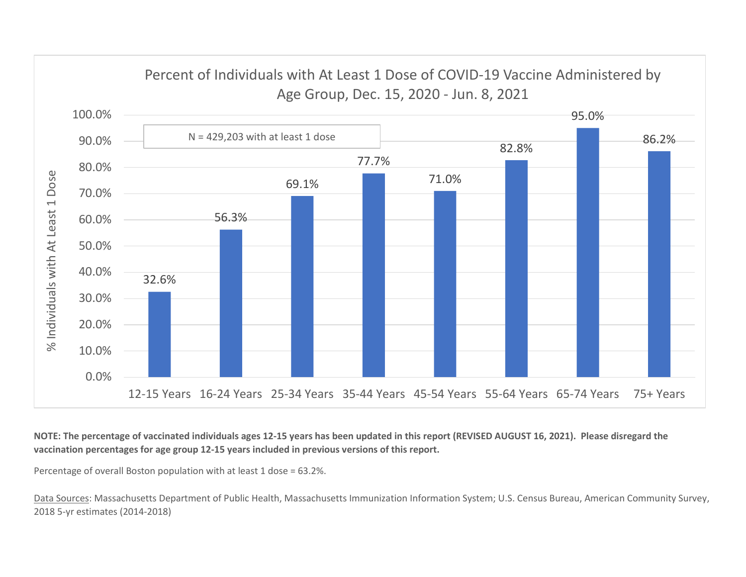## Percent of Individuals with At Least 1 Dose of COVID-19 Vaccine Administered by Age Group, Dec. 15, 2020 - Jun. 8, 2021

N = 429,203 with at least 1 dose

| Age Group | % Individuals with At Least 1 Dose |
|---|---|
| 12-15 Years | 32.6% |
| 16-24 Years | 56.3% |
| 25-34 Years | 69.1% |
| 35-44 Years | 77.7% |
| 45-54 Years | 71.0% |
| 55-64 Years | 82.8% |
| 65-74 Years | 95.0% |
| 75+ Years | 86.2% |

**NOTE: The percentage of vaccinated individuals ages 12-15 years has been updated in this report (REVISED AUGUST 16, 2021). Please disregard the vaccination percentages for age group 12-15 years included in previous versions of this report.**

Percentage of overall Boston population with at least 1 dose = 63.2%.

Data Sources: Massachusetts Department of Public Health, Massachusetts Immunization Information System; U.S. Census Bureau, American Community Survey, 2018 5-yr estimates (2014-2018)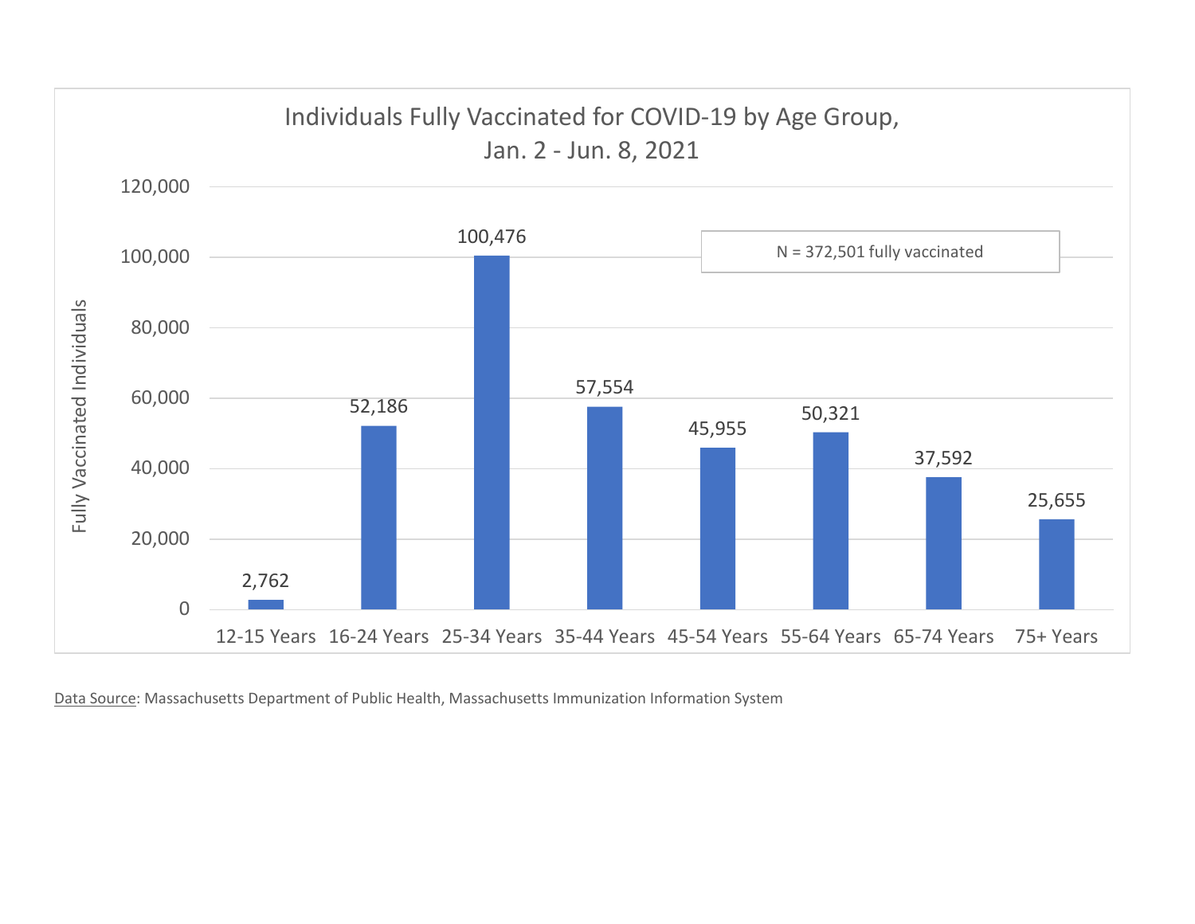**Individuals Fully Vaccinated for COVID-19 by Age Group, Jan. 2 - Jun. 8, 2021**

N = 372,501 fully vaccinated

| Age Group | Fully Vaccinated Individuals |
|---|---|
| 12-15 Years | 2,762 |
| 16-24 Years | 52,186 |
| 25-34 Years | 100,476 |
| 35-44 Years | 57,554 |
| 45-54 Years | 45,955 |
| 55-64 Years | 50,321 |
| 65-74 Years | 37,592 |
| 75+ Years | 25,655 |

Data Source: Massachusetts Department of Public Health, Massachusetts Immunization Information System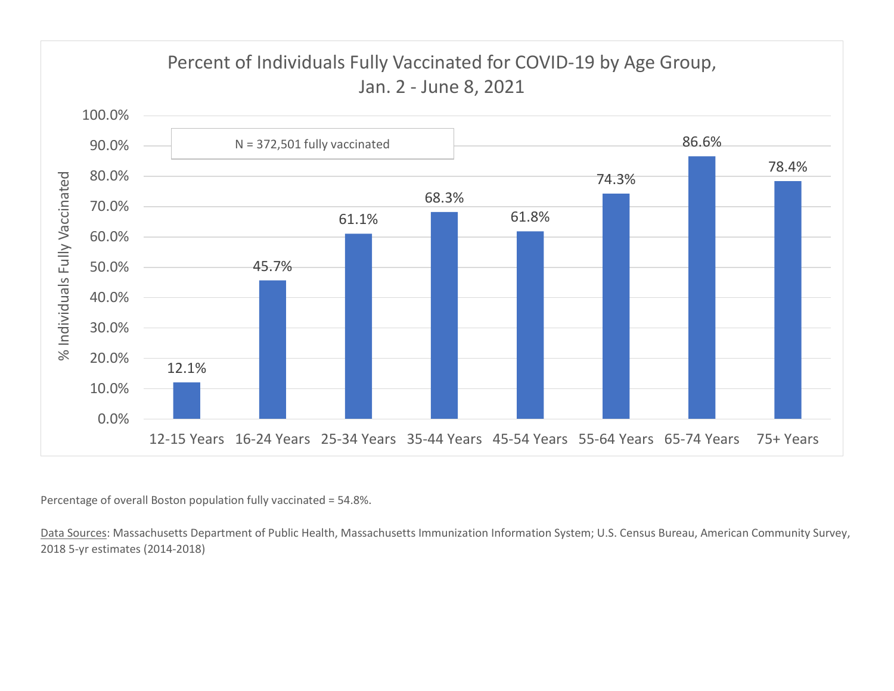## Percent of Individuals Fully Vaccinated for COVID-19 by Age Group, Jan. 2 - June 8, 2021

N = 372,501 fully vaccinated

| Age Group | % Individuals Fully Vaccinated |
|---|---|
| 12-15 Years | 12.1% |
| 16-24 Years | 45.7% |
| 25-34 Years | 61.1% |
| 35-44 Years | 68.3% |
| 45-54 Years | 61.8% |
| 55-64 Years | 74.3% |
| 65-74 Years | 86.6% |
| 75+ Years | 78.4% |

Percentage of overall Boston population fully vaccinated = 54.8%.

Data Sources: Massachusetts Department of Public Health, Massachusetts Immunization Information System; U.S. Census Bureau, American Community Survey, 2018 5-yr estimates (2014-2018)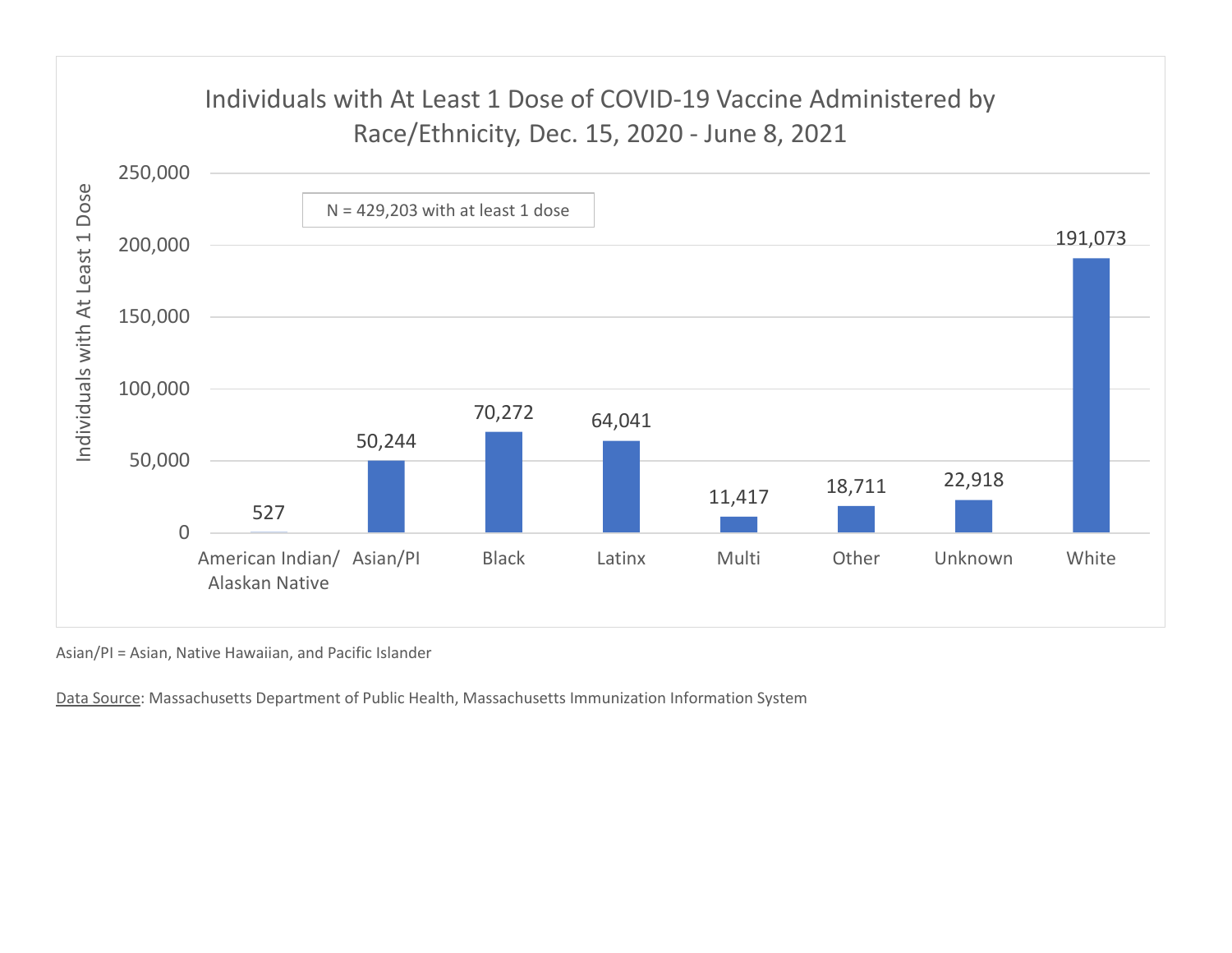## Individuals with At Least 1 Dose of COVID-19 Vaccine Administered by Race/Ethnicity, Dec. 15, 2020 - June 8, 2021

N = 429,203 with at least 1 dose

| Race/Ethnicity | Individuals with At Least 1 Dose |
| --- | --- |
| American Indian/ Alaskan Native | 527 |
| Asian/PI | 50,244 |
| Black | 70,272 |
| Latinx | 64,041 |
| Multi | 11,417 |
| Other | 18,711 |
| Unknown | 22,918 |
| White | 191,073 |

Asian/PI = Asian, Native Hawaiian, and Pacific Islander

Data Source: Massachusetts Department of Public Health, Massachusetts Immunization Information System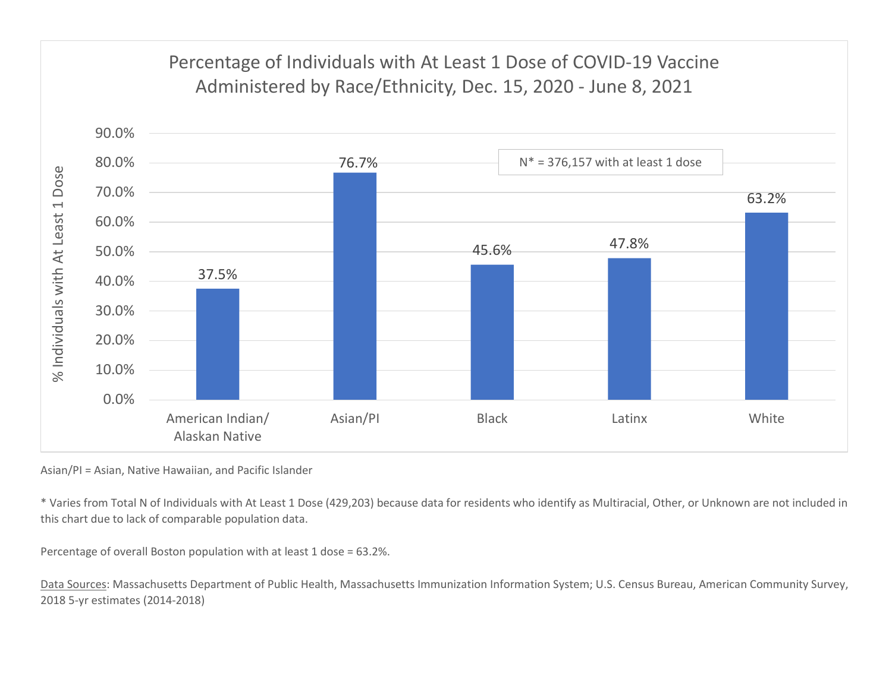## Percentage of Individuals with At Least 1 Dose of COVID-19 Vaccine Administered by Race/Ethnicity, Dec. 15, 2020 - June 8, 2021

N* = 376,157 with at least 1 dose

| Race/Ethnicity | % Individuals with At Least 1 Dose |
|---|---|
| American Indian/ Alaskan Native | 37.5% |
| Asian/PI | 76.7% |
| Black | 45.6% |
| Latinx | 47.8% |
| White | 63.2% |

Asian/PI = Asian, Native Hawaiian, and Pacific Islander

* Varies from Total N of Individuals with At Least 1 Dose (429,203) because data for residents who identify as Multiracial, Other, or Unknown are not included in this chart due to lack of comparable population data.

Percentage of overall Boston population with at least 1 dose = 63.2%.

Data Sources: Massachusetts Department of Public Health, Massachusetts Immunization Information System; U.S. Census Bureau, American Community Survey, 2018 5-yr estimates (2014-2018)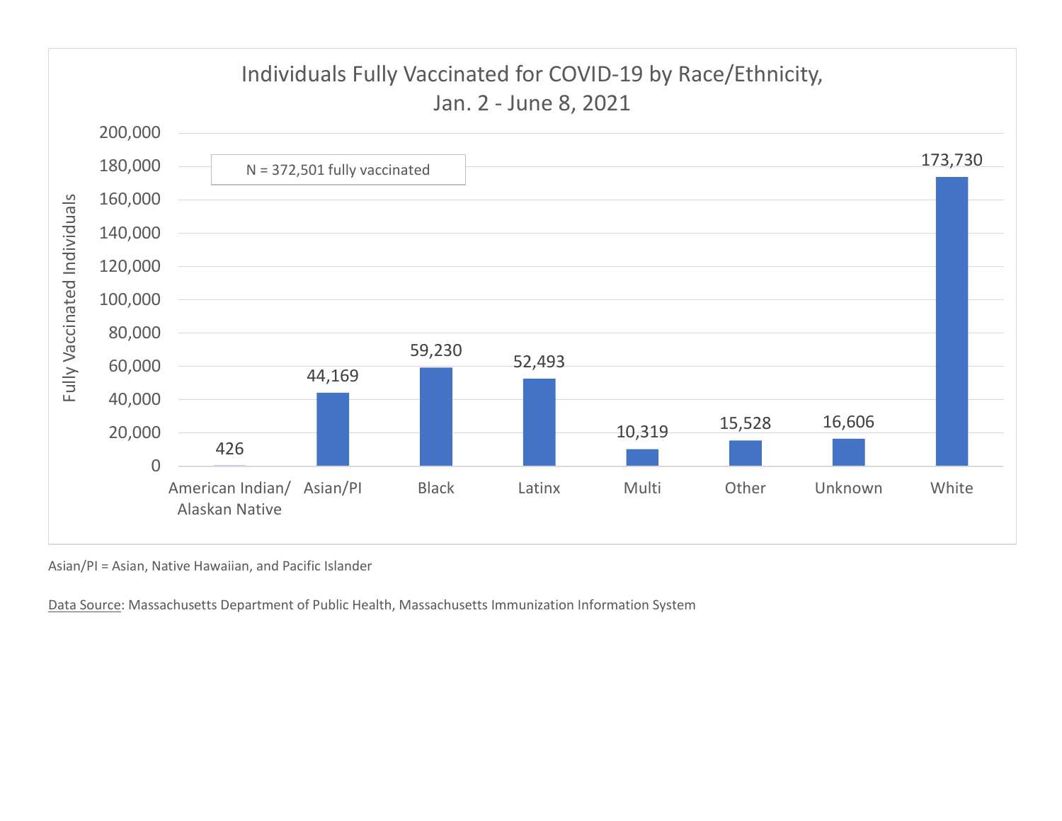## Individuals Fully Vaccinated for COVID-19 by Race/Ethnicity, Jan. 2 - June 8, 2021

N = 372,501 fully vaccinated

| Race/Ethnicity | Fully Vaccinated Individuals |
|---|---|
| American Indian/ Alaskan Native | 426 |
| Asian/PI | 44,169 |
| Black | 59,230 |
| Latinx | 52,493 |
| Multi | 10,319 |
| Other | 15,528 |
| Unknown | 16,606 |
| White | 173,730 |

Asian/PI = Asian, Native Hawaiian, and Pacific Islander

Data Source: Massachusetts Department of Public Health, Massachusetts Immunization Information System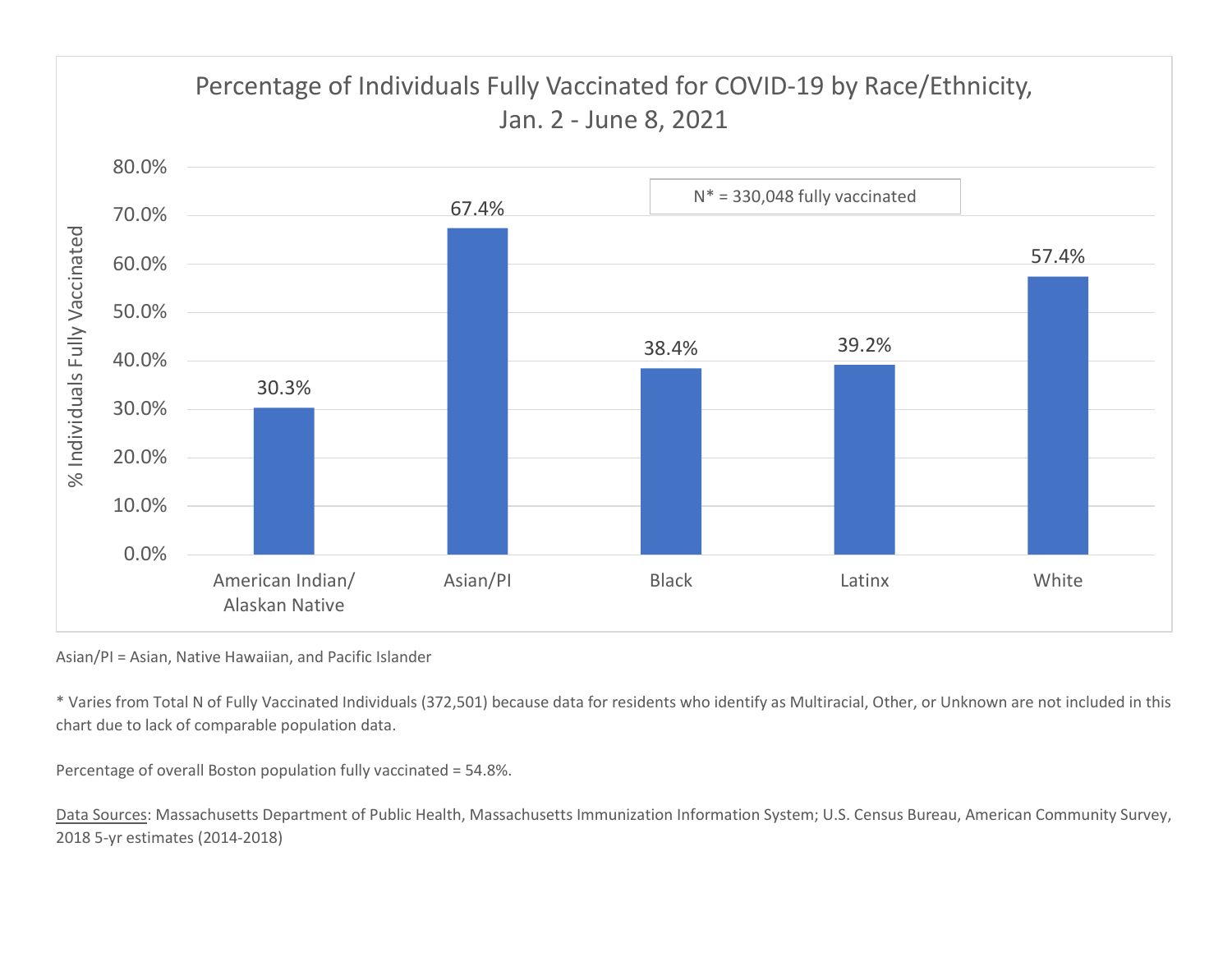## Percentage of Individuals Fully Vaccinated for COVID-19 by Race/Ethnicity, Jan. 2 - June 8, 2021

N* = 330,048 fully vaccinated

| Race/Ethnicity | % Individuals Fully Vaccinated |
|---|---|
| American Indian/ Alaskan Native | 30.3% |
| Asian/PI | 67.4% |
| Black | 38.4% |
| Latinx | 39.2% |
| White | 57.4% |

Asian/PI = Asian, Native Hawaiian, and Pacific Islander

* Varies from Total N of Fully Vaccinated Individuals (372,501) because data for residents who identify as Multiracial, Other, or Unknown are not included in this chart due to lack of comparable population data.

Percentage of overall Boston population fully vaccinated = 54.8%.

Data Sources: Massachusetts Department of Public Health, Massachusetts Immunization Information System; U.S. Census Bureau, American Community Survey, 2018 5-yr estimates (2014-2018)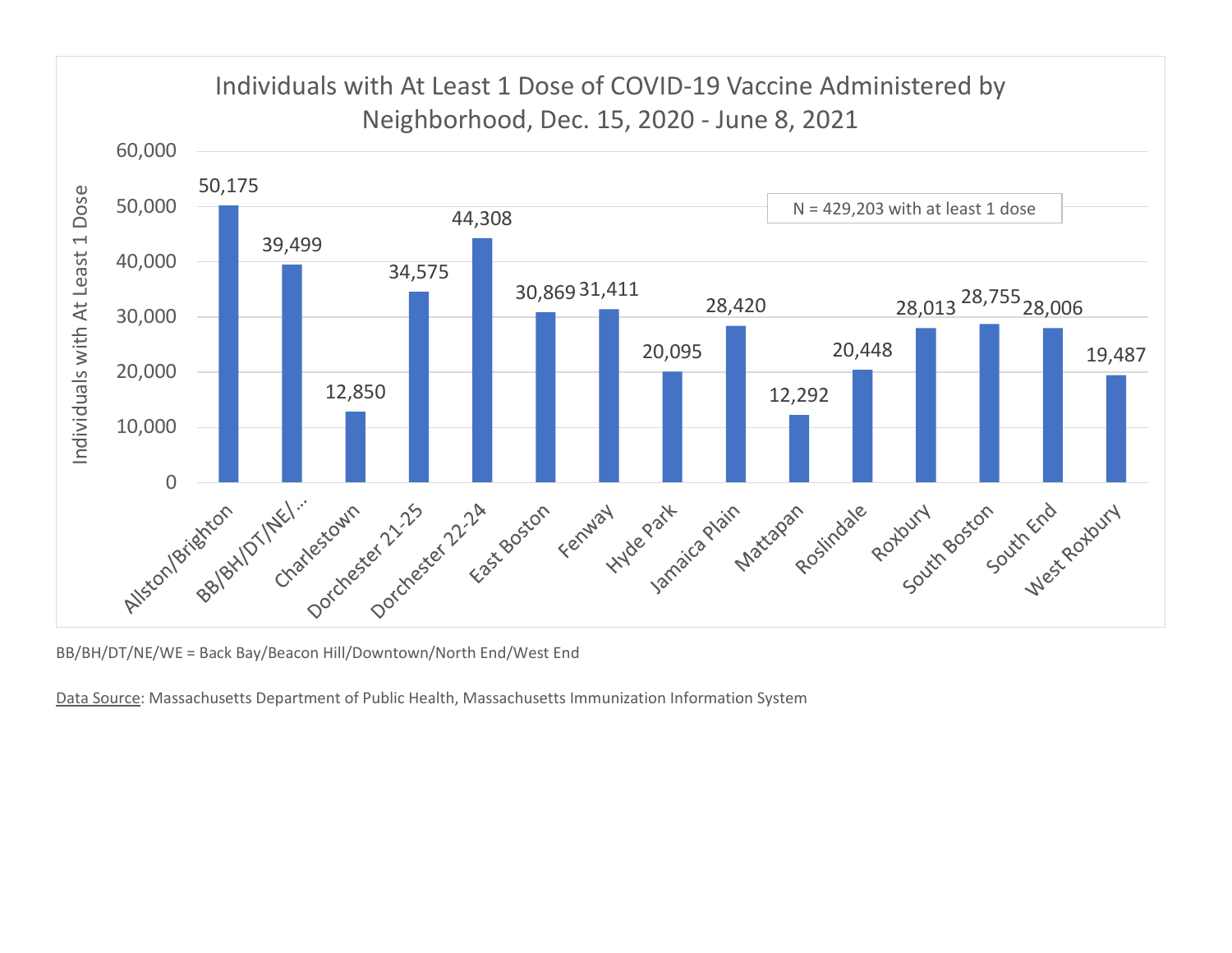## Individuals with At Least 1 Dose of COVID-19 Vaccine Administered by Neighborhood, Dec. 15, 2020 - June 8, 2021

N = 429,203 with at least 1 dose

| Neighborhood | Individuals with At Least 1 Dose |
| --- | --- |
| Allston/Brighton | 50,175 |
| BB/BH/DT/NE/... | 39,499 |
| Charlestown | 12,850 |
| Dorchester 21-25 | 34,575 |
| Dorchester 22-24 | 44,308 |
| East Boston | 30,869 |
| Fenway | 31,411 |
| Hyde Park | 20,095 |
| Jamaica Plain | 28,420 |
| Mattapan | 12,292 |
| Roslindale | 20,448 |
| Roxbury | 28,013 |
| South Boston | 28,755 |
| South End | 28,006 |
| West Roxbury | 19,487 |

BB/BH/DT/NE/WE = Back Bay/Beacon Hill/Downtown/North End/West End

Data Source: Massachusetts Department of Public Health, Massachusetts Immunization Information System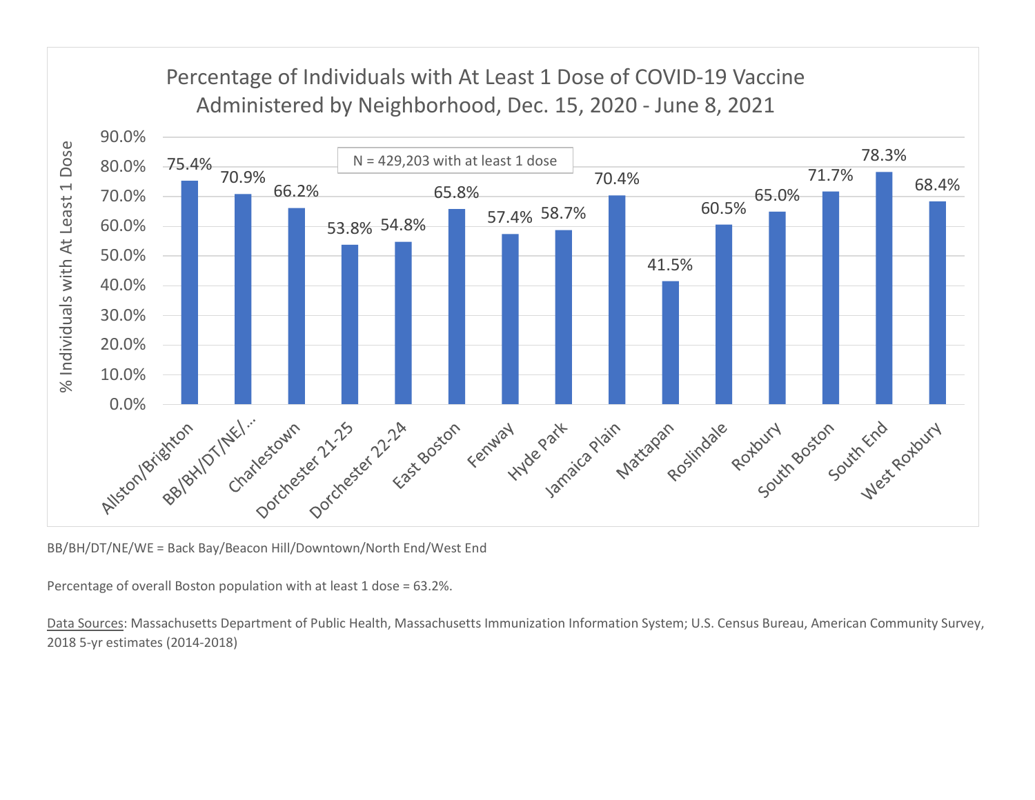## Percentage of Individuals with At Least 1 Dose of COVID-19 Vaccine Administered by Neighborhood, Dec. 15, 2020 - June 8, 2021

N = 429,203 with at least 1 dose

| Neighborhood | % Individuals with At Least 1 Dose |
|---|---|
| Allston/Brighton | 75.4% |
| BB/BH/DT/NE/... | 70.9% |
| Charlestown | 66.2% |
| Dorchester 21-25 | 53.8% |
| Dorchester 22-24 | 54.8% |
| East Boston | 65.8% |
| Fenway | 57.4% |
| Hyde Park | 58.7% |
| Jamaica Plain | 70.4% |
| Mattapan | 41.5% |
| Roslindale | 60.5% |
| Roxbury | 65.0% |
| South Boston | 71.7% |
| South End | 78.3% |
| West Roxbury | 68.4% |

BB/BH/DT/NE/WE = Back Bay/Beacon Hill/Downtown/North End/West End

Percentage of overall Boston population with at least 1 dose = 63.2%.

Data Sources: Massachusetts Department of Public Health, Massachusetts Immunization Information System; U.S. Census Bureau, American Community Survey, 2018 5-yr estimates (2014-2018)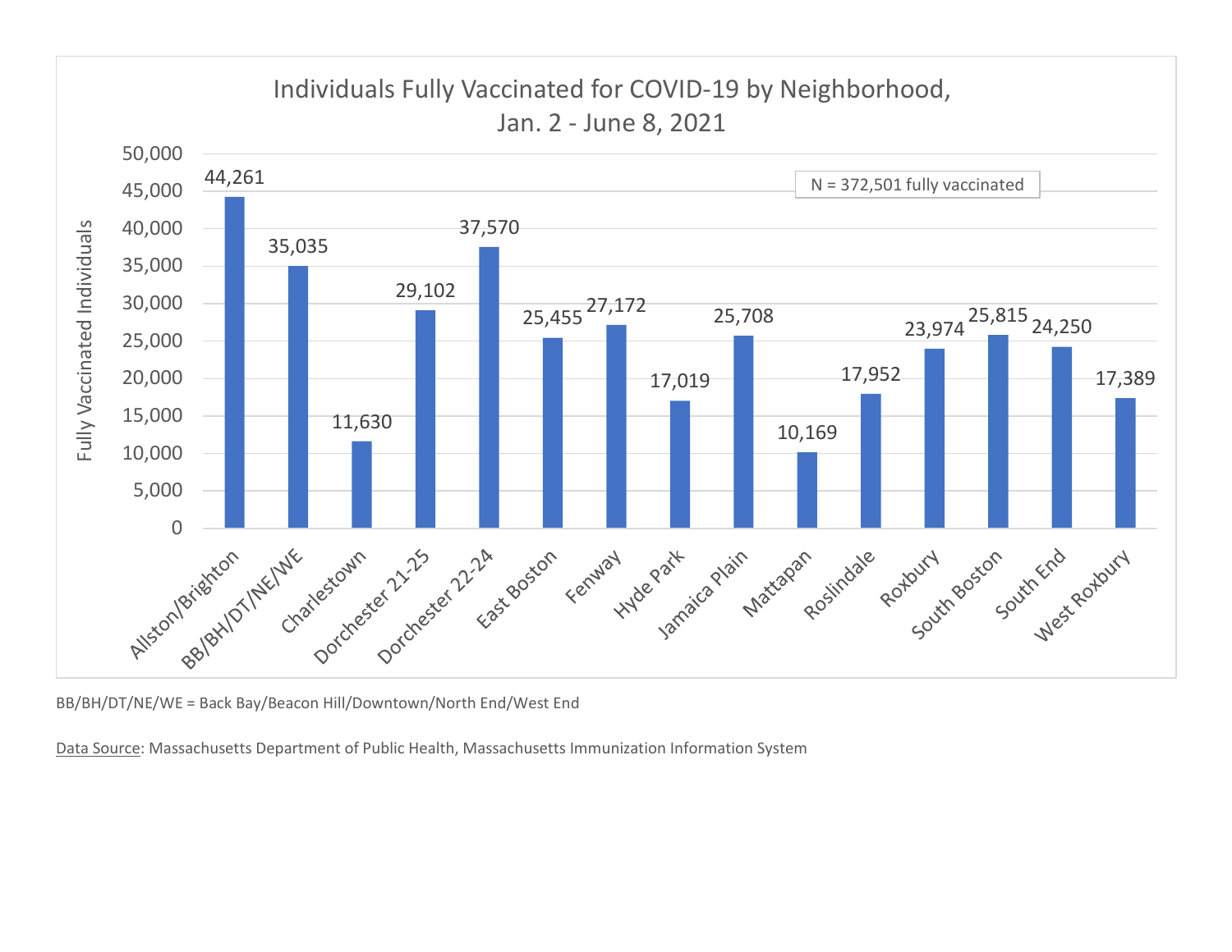## Individuals Fully Vaccinated for COVID-19 by Neighborhood, Jan. 2 - June 8, 2021

N = 372,501 fully vaccinated

| Neighborhood | Fully Vaccinated Individuals |
|---|---|
| Allston/Brighton | 44,261 |
| BB/BH/DT/NE/WE | 35,035 |
| Charlestown | 11,630 |
| Dorchester 21-25 | 29,102 |
| Dorchester 22-24 | 37,570 |
| East Boston | 25,455 |
| Fenway | 27,172 |
| Hyde Park | 17,019 |
| Jamaica Plain | 25,708 |
| Mattapan | 10,169 |
| Roslindale | 17,952 |
| Roxbury | 23,974 |
| South Boston | 25,815 |
| South End | 24,250 |
| West Roxbury | 17,389 |

BB/BH/DT/NE/WE = Back Bay/Beacon Hill/Downtown/North End/West End

Data Source: Massachusetts Department of Public Health, Massachusetts Immunization Information System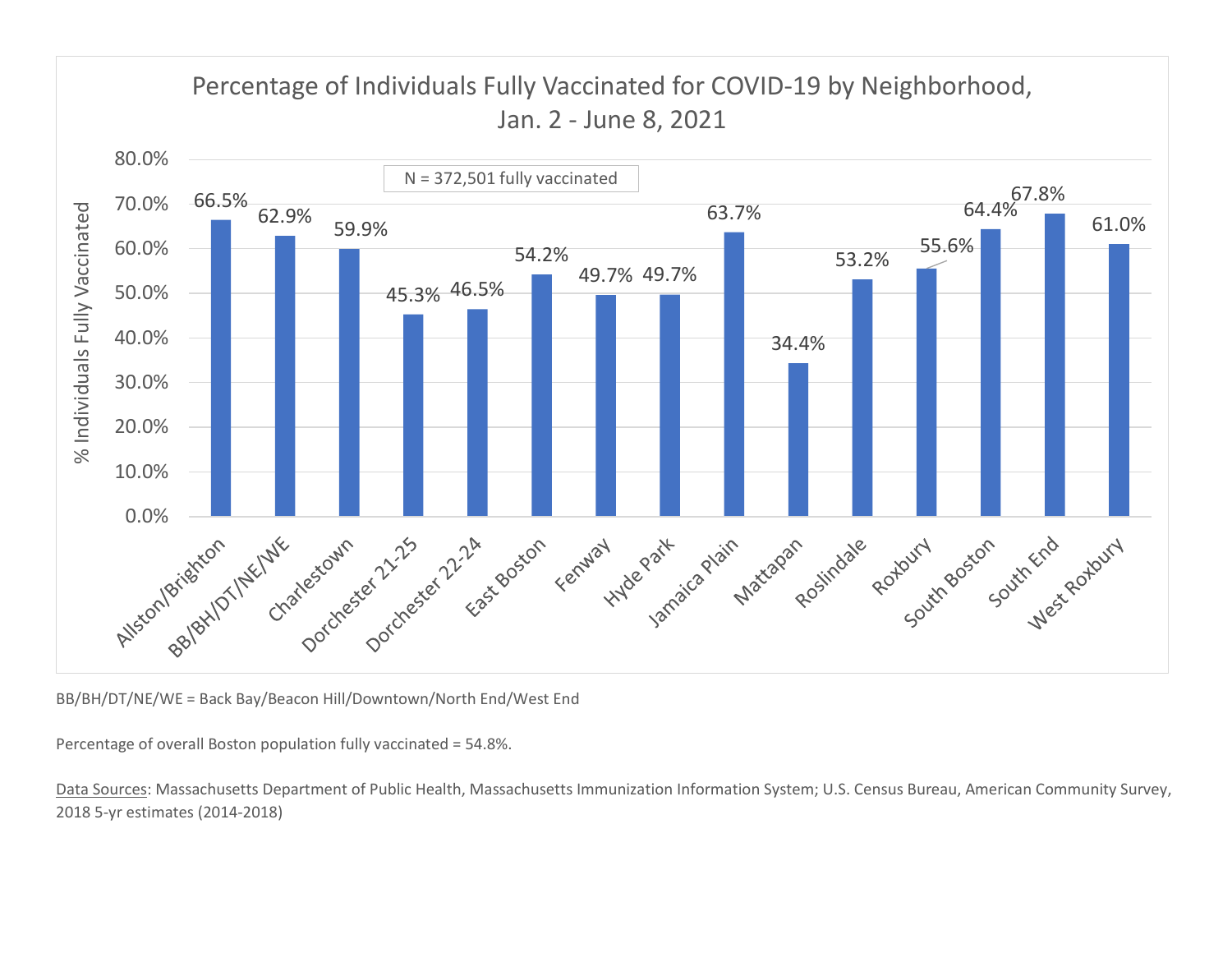## Percentage of Individuals Fully Vaccinated for COVID-19 by Neighborhood, Jan. 2 - June 8, 2021

N = 372,501 fully vaccinated

| Neighborhood | % Individuals Fully Vaccinated |
|---|---|
| Allston/Brighton | 66.5% |
| BB/BH/DT/NE/WE | 62.9% |
| Charlestown | 59.9% |
| Dorchester 21-25 | 45.3% |
| Dorchester 22-24 | 46.5% |
| East Boston | 54.2% |
| Fenway | 49.7% |
| Hyde Park | 49.7% |
| Jamaica Plain | 63.7% |
| Mattapan | 34.4% |
| Roslindale | 53.2% |
| Roxbury | 55.6% |
| South Boston | 64.4% |
| South End | 67.8% |
| West Roxbury | 61.0% |

BB/BH/DT/NE/WE = Back Bay/Beacon Hill/Downtown/North End/West End

Percentage of overall Boston population fully vaccinated = 54.8%.

Data Sources: Massachusetts Department of Public Health, Massachusetts Immunization Information System; U.S. Census Bureau, American Community Survey, 2018 5-yr estimates (2014-2018)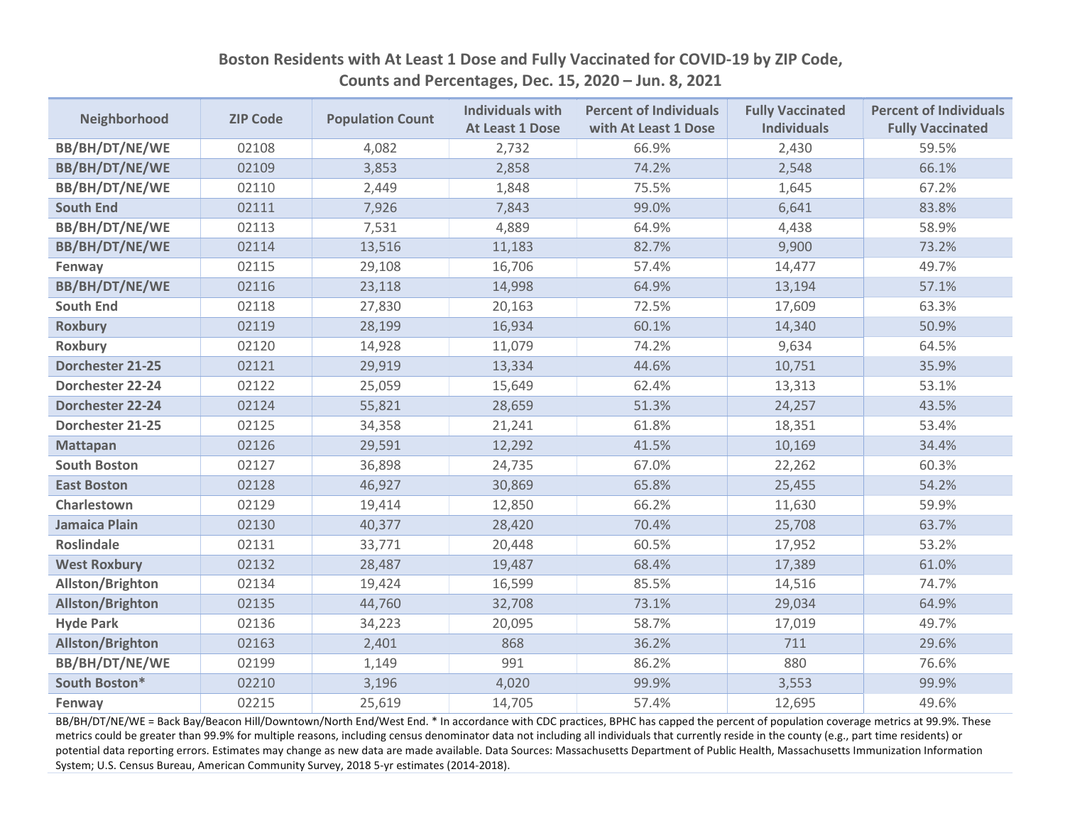## Boston Residents with At Least 1 Dose and Fully Vaccinated for COVID-19 by ZIP Code, Counts and Percentages, Dec. 15, 2020 – Jun. 8, 2021

| Neighborhood | ZIP Code | Population Count | Individuals with At Least 1 Dose | Percent of Individuals with At Least 1 Dose | Fully Vaccinated Individuals | Percent of Individuals Fully Vaccinated |
|---|---|---|---|---|---|---|
| **BB/BH/DT/NE/WE** | 02108 | 4,082 | 2,732 | 66.9% | 2,430 | 59.5% |
| **BB/BH/DT/NE/WE** | 02109 | 3,853 | 2,858 | 74.2% | 2,548 | 66.1% |
| **BB/BH/DT/NE/WE** | 02110 | 2,449 | 1,848 | 75.5% | 1,645 | 67.2% |
| **South End** | 02111 | 7,926 | 7,843 | 99.0% | 6,641 | 83.8% |
| **BB/BH/DT/NE/WE** | 02113 | 7,531 | 4,889 | 64.9% | 4,438 | 58.9% |
| **BB/BH/DT/NE/WE** | 02114 | 13,516 | 11,183 | 82.7% | 9,900 | 73.2% |
| **Fenway** | 02115 | 29,108 | 16,706 | 57.4% | 14,477 | 49.7% |
| **BB/BH/DT/NE/WE** | 02116 | 23,118 | 14,998 | 64.9% | 13,194 | 57.1% |
| **South End** | 02118 | 27,830 | 20,163 | 72.5% | 17,609 | 63.3% |
| **Roxbury** | 02119 | 28,199 | 16,934 | 60.1% | 14,340 | 50.9% |
| **Roxbury** | 02120 | 14,928 | 11,079 | 74.2% | 9,634 | 64.5% |
| **Dorchester 21-25** | 02121 | 29,919 | 13,334 | 44.6% | 10,751 | 35.9% |
| **Dorchester 22-24** | 02122 | 25,059 | 15,649 | 62.4% | 13,313 | 53.1% |
| **Dorchester 22-24** | 02124 | 55,821 | 28,659 | 51.3% | 24,257 | 43.5% |
| **Dorchester 21-25** | 02125 | 34,358 | 21,241 | 61.8% | 18,351 | 53.4% |
| **Mattapan** | 02126 | 29,591 | 12,292 | 41.5% | 10,169 | 34.4% |
| **South Boston** | 02127 | 36,898 | 24,735 | 67.0% | 22,262 | 60.3% |
| **East Boston** | 02128 | 46,927 | 30,869 | 65.8% | 25,455 | 54.2% |
| **Charlestown** | 02129 | 19,414 | 12,850 | 66.2% | 11,630 | 59.9% |
| **Jamaica Plain** | 02130 | 40,377 | 28,420 | 70.4% | 25,708 | 63.7% |
| **Roslindale** | 02131 | 33,771 | 20,448 | 60.5% | 17,952 | 53.2% |
| **West Roxbury** | 02132 | 28,487 | 19,487 | 68.4% | 17,389 | 61.0% |
| **Allston/Brighton** | 02134 | 19,424 | 16,599 | 85.5% | 14,516 | 74.7% |
| **Allston/Brighton** | 02135 | 44,760 | 32,708 | 73.1% | 29,034 | 64.9% |
| **Hyde Park** | 02136 | 34,223 | 20,095 | 58.7% | 17,019 | 49.7% |
| **Allston/Brighton** | 02163 | 2,401 | 868 | 36.2% | 711 | 29.6% |
| **BB/BH/DT/NE/WE** | 02199 | 1,149 | 991 | 86.2% | 880 | 76.6% |
| **South Boston*** | 02210 | 3,196 | 4,020 | 99.9% | 3,553 | 99.9% |
| **Fenway** | 02215 | 25,619 | 14,705 | 57.4% | 12,695 | 49.6% |

BB/BH/DT/NE/WE = Back Bay/Beacon Hill/Downtown/North End/West End. * In accordance with CDC practices, BPHC has capped the percent of population coverage metrics at 99.9%. These metrics could be greater than 99.9% for multiple reasons, including census denominator data not including all individuals that currently reside in the county (e.g., part time residents) or potential data reporting errors. Estimates may change as new data are made available. Data Sources: Massachusetts Department of Public Health, Massachusetts Immunization Information System; U.S. Census Bureau, American Community Survey, 2018 5-yr estimates (2014-2018).